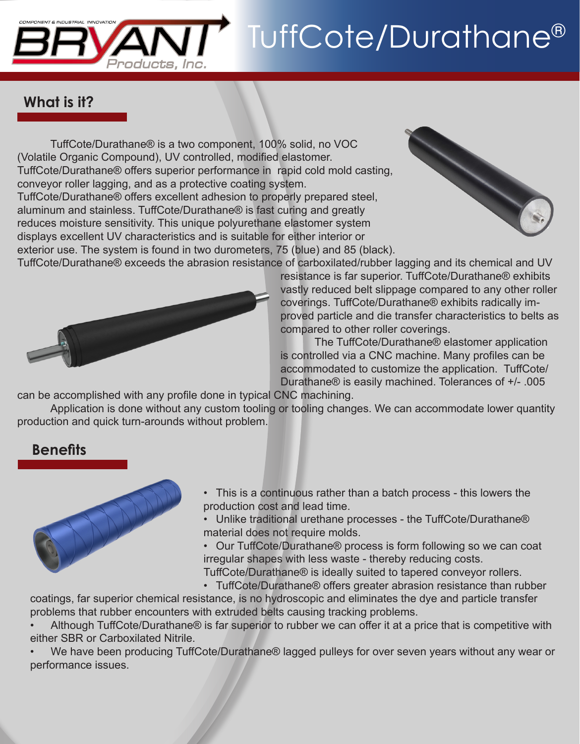# TuffCote/Durathane®

## What is it?

TuffCote/Durathane® is a two component, 100% solid, no VOC (Volatile Organic Compound), UV controlled, modified elastomer. TuffCote/Durathane® offers superior performance in rapid cold mold casting, conveyor roller lagging, and as a protective coating system. TuffCote/Durathane® offers excellent adhesion to properly prepared steel, aluminum and stainless. TuffCote/Durathane® is fast curing and greatly reduces moisture sensitivity. This unique polyurethane elastomer system displays excellent UV characteristics and is suitable for either interior or exterior use. The system is found in two durometers, 75 (blue) and 85 (black). TuffCote/Durathane® exceeds the abrasion resistance of carboxilated/rubber lagging and its chemical and UV resistance is far superior. TuffCote/Durathane® exhibits vastly reduced belt slippage compared to any other roller coverings. TuffCote/Durathane® exhibits radically improved particle and die transfer characteristics to belts as compared to other roller coverings.

The TuffCote/Durathane® elastomer application is controlled via a CNC machine. Many profiles can be accommodated to customize the application. TuffCote/Durathane® is easily machined. Tolerances of +/- .005 can be accomplished with any profile done in typical CNC machining.

Application is done without any custom tooling or tooling changes. We can accommodate lower quantity production and quick turn-arounds without problem.

## Benefits

- This is a continuous rather than a batch process - this lowers the production cost and lead time.
- Unlike traditional urethane processes - the TuffCote/Durathane® material does not require molds.
- Our TuffCote/Durathane® process is form following so we can coat irregular shapes with less waste - thereby reducing costs. TuffCote/Durathane® is ideally suited to tapered conveyor rollers.
- TuffCote/Durathane® offers greater abrasion resistance than rubber coatings, far superior chemical resistance, is no hydroscopic and eliminates the dye and particle transfer problems that rubber encounters with extruded belts causing tracking problems.
- Although TuffCote/Durathane® is far superior to rubber we can offer it at a price that is competitive with either SBR or Carboxilated Nitrile.
- We have been producing TuffCote/Durathane® lagged pulleys for over seven years without any wear or performance issues.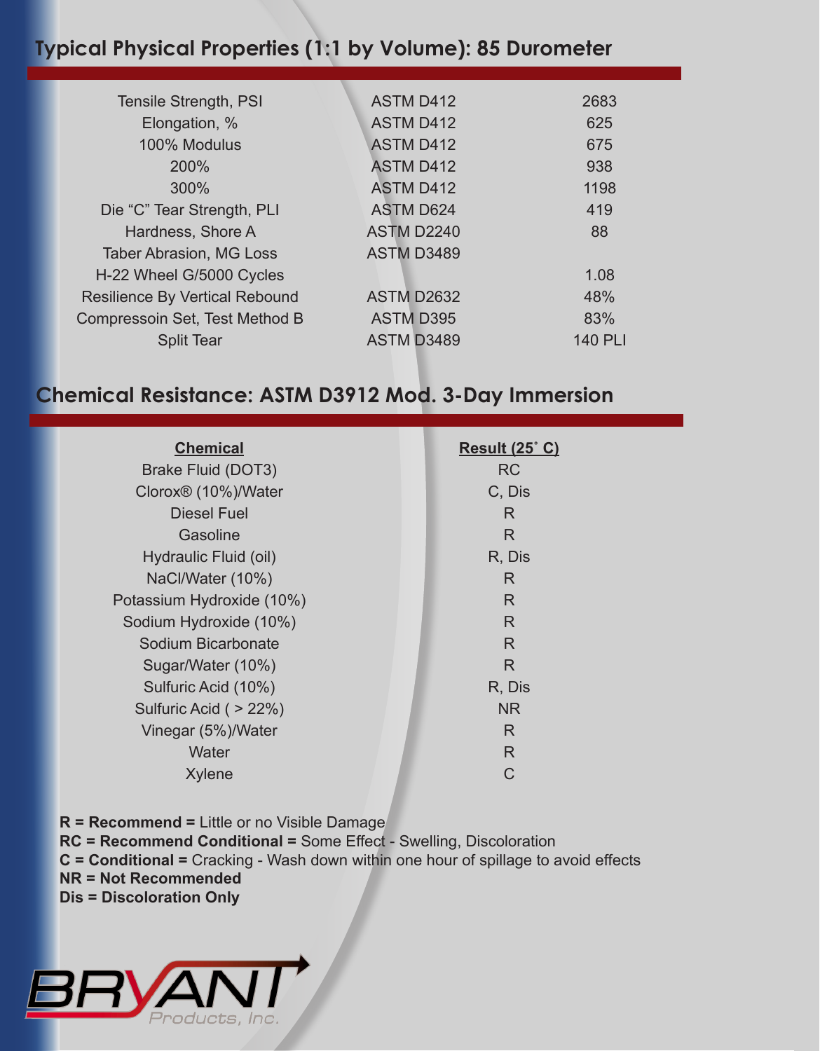## Typical Physical Properties (1:1 by Volume): 85 Durometer

| | | |
|---|---|---|
| Tensile Strength, PSI | ASTM D412 | 2683 |
| Elongation, % | ASTM D412 | 625 |
| 100% Modulus | ASTM D412 | 675 |
| 200% | ASTM D412 | 938 |
| 300% | ASTM D412 | 1198 |
| Die “C” Tear Strength, PLI | ASTM D624 | 419 |
| Hardness, Shore A | ASTM D2240 | 88 |
| Taber Abrasion, MG Loss | ASTM D3489 | |
| H-22 Wheel G/5000 Cycles | | 1.08 |
| Resilience By Vertical Rebound | ASTM D2632 | 48% |
| Compressoin Set, Test Method B | ASTM D395 | 83% |
| Split Tear | ASTM D3489 | 140 PLI |

## Chemical Resistance: ASTM D3912 Mod. 3-Day Immersion

| Chemical | Result (25˚ C) |
|---|---|
| Brake Fluid (DOT3) | RC |
| Clorox® (10%)/Water | C, Dis |
| Diesel Fuel | R |
| Gasoline | R |
| Hydraulic Fluid (oil) | R, Dis |
| NaCl/Water (10%) | R |
| Potassium Hydroxide (10%) | R |
| Sodium Hydroxide (10%) | R |
| Sodium Bicarbonate | R |
| Sugar/Water (10%) | R |
| Sulfuric Acid (10%) | R, Dis |
| Sulfuric Acid ( > 22%) | NR |
| Vinegar (5%)/Water | R |
| Water | R |
| Xylene | C |

**R = Recommend =** Little or no Visible Damage
**RC = Recommend Conditional =** Some Effect - Swelling, Discoloration
**C = Conditional =** Cracking - Wash down within one hour of spillage to avoid effects
**NR = Not Recommended**
**Dis = Discoloration Only**

BRYANT Products, Inc.